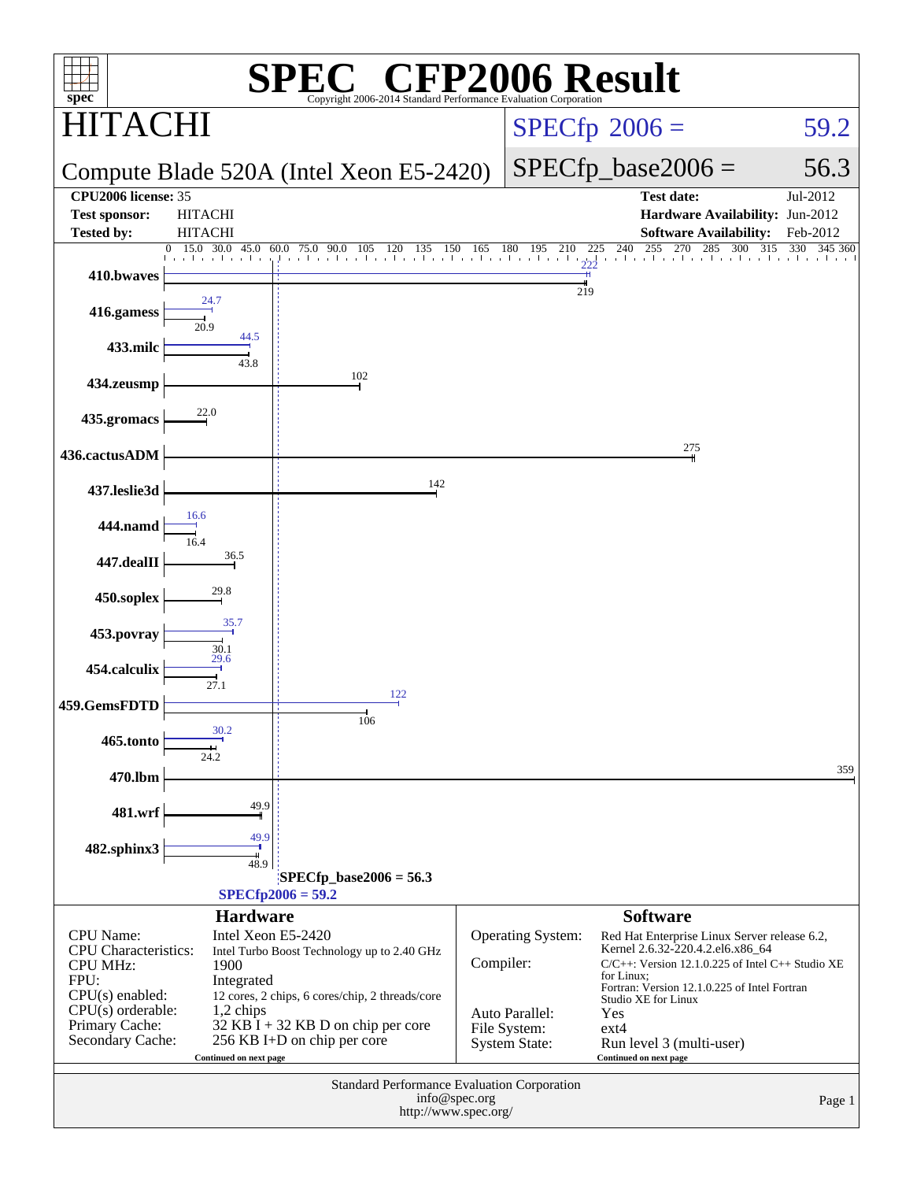# SPEC CFP2006 Result

Copyright 2006-2014 Standard Performance Evaluation Corporation

## HITACHI

**Compute Blade 520A (Intel Xeon E5-2420)**

SPECfp 2006 = 59.2

SPECfp_base2006 = 56.3

| | | | |
|---|---|---|---|
| **CPU2006 license:** 35 | | **Test date:** | Jul-2012 |
| **Test sponsor:** | HITACHI | **Hardware Availability:** | Jun-2012 |
| **Tested by:** | HITACHI | **Software Availability:** | Feb-2012 |

| Benchmark | Peak | Base |
|---|---|---|
| 410.bwaves | 222 | 219 |
| 416.gamess | 24.7 | 20.9 |
| 433.milc | 44.5 | 43.8 |
| 434.zeusmp | | 102 |
| 435.gromacs | | 22.0 |
| 436.cactusADM | | 275 |
| 437.leslie3d | | 142 |
| 444.namd | 16.6 | 16.4 |
| 447.dealII | | 36.5 |
| 450.soplex | | 29.8 |
| 453.povray | 35.7 | 30.1 |
| 454.calculix | 29.6 | 27.1 |
| 459.GemsFDTD | 122 | 106 |
| 465.tonto | 30.2 | 24.2 |
| 470.lbm | | 359 |
| 481.wrf | | 49.9 |
| 482.sphinx3 | 49.9 | 48.9 |

SPECfp_base2006 = 56.3

SPECfp2006 = 59.2

### Hardware

| | |
|---|---|
| CPU Name: | Intel Xeon E5-2420 |
| CPU Characteristics: | Intel Turbo Boost Technology up to 2.40 GHz |
| CPU MHz: | 1900 |
| FPU: | Integrated |
| CPU(s) enabled: | 12 cores, 2 chips, 6 cores/chip, 2 threads/core |
| CPU(s) orderable: | 1,2 chips |
| Primary Cache: | 32 KB I + 32 KB D on chip per core |
| Secondary Cache: | 256 KB I+D on chip per core |

Continued on next page

### Software

| | |
|---|---|
| Operating System: | Red Hat Enterprise Linux Server release 6.2, Kernel 2.6.32-220.4.2.el6.x86_64 |
| Compiler: | C/C++: Version 12.1.0.225 of Intel C++ Studio XE for Linux; Fortran: Version 12.1.0.225 of Intel Fortran Studio XE for Linux |
| Auto Parallel: | Yes |
| File System: | ext4 |
| System State: | Run level 3 (multi-user) |

Continued on next page

Standard Performance Evaluation Corporation
info@spec.org
http://www.spec.org/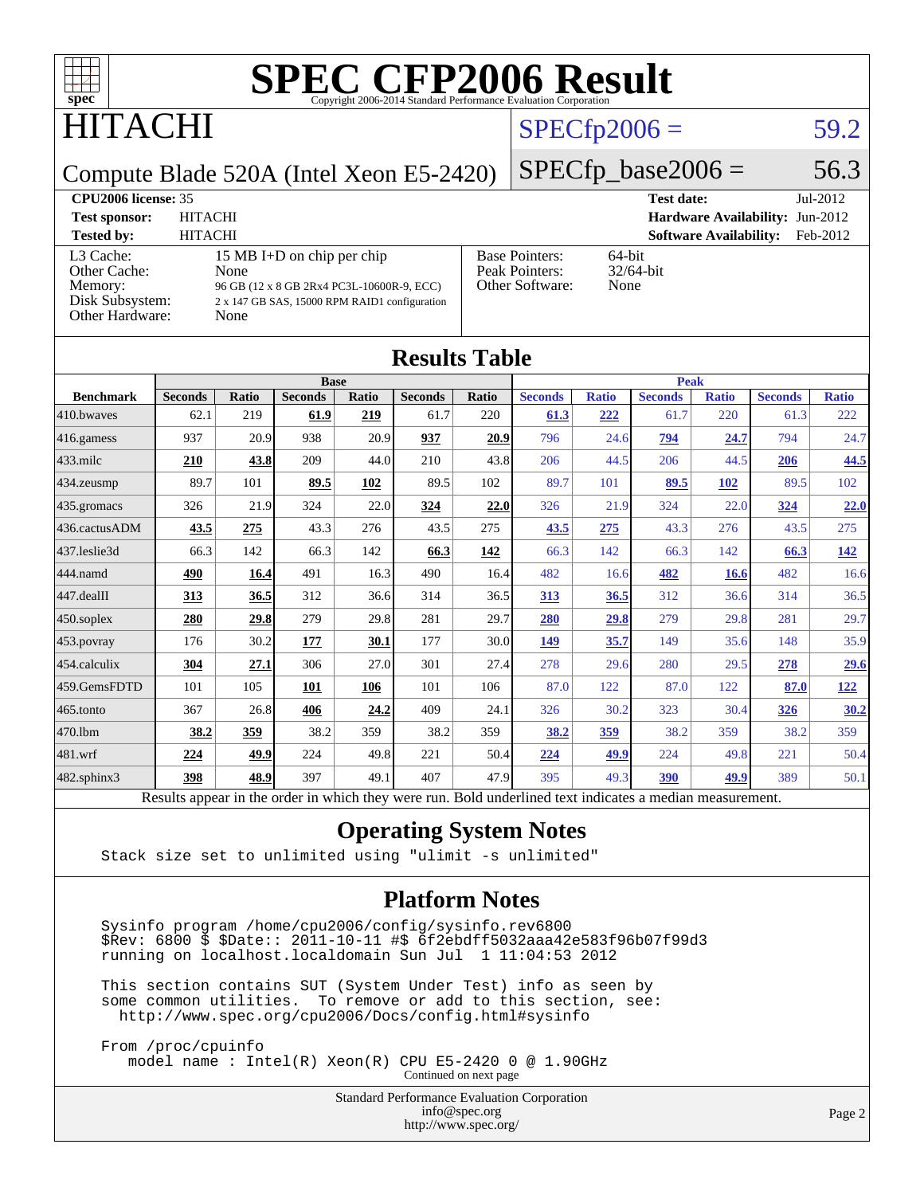# SPEC CFP2006 Result

Copyright 2006-2014 Standard Performance Evaluation Corporation

## HITACHI

Compute Blade 520A (Intel Xeon E5-2420)

SPECfp2006 = 59.2

SPECfp_base2006 = 56.3

| | | | |
|---|---|---|---|
| **CPU2006 license:** 35 | | **Test date:** | Jul-2012 |
| **Test sponsor:** | HITACHI | **Hardware Availability:** | Jun-2012 |
| **Tested by:** | HITACHI | **Software Availability:** | Feb-2012 |

| | |
|---|---|
| L3 Cache: | 15 MB I+D on chip per chip |
| Other Cache: | None |
| Memory: | 96 GB (12 x 8 GB 2Rx4 PC3L-10600R-9, ECC) |
| Disk Subsystem: | 2 x 147 GB SAS, 15000 RPM RAID1 configuration |
| Other Hardware: | None |

| | |
|---|---|
| Base Pointers: | 64-bit |
| Peak Pointers: | 32/64-bit |
| Other Software: | None |

## Results Table

| | Base | | | | | | Peak | | | | | |
|---|---|---|---|---|---|---|---|---|---|---|---|---|
| **Benchmark** | **Seconds** | **Ratio** | **Seconds** | **Ratio** | **Seconds** | **Ratio** | **Seconds** | **Ratio** | **Seconds** | **Ratio** | **Seconds** | **Ratio** |
| 410.bwaves | 62.1 | 219 | **61.9** | **219** | 61.7 | 220 | **61.3** | **222** | 61.7 | 220 | 61.3 | 222 |
| 416.gamess | 937 | 20.9 | 938 | 20.9 | **937** | **20.9** | 796 | 24.6 | **794** | **24.7** | 794 | 24.7 |
| 433.milc | **210** | **43.8** | 209 | 44.0 | 210 | 43.8 | 206 | 44.5 | 206 | 44.5 | **206** | **44.5** |
| 434.zeusmp | 89.7 | 101 | **89.5** | **102** | 89.5 | 102 | 89.7 | 101 | **89.5** | **102** | 89.5 | 102 |
| 435.gromacs | 326 | 21.9 | 324 | 22.0 | **324** | **22.0** | 326 | 21.9 | 324 | 22.0 | **324** | **22.0** |
| 436.cactusADM | **43.5** | **275** | 43.3 | 276 | 43.5 | 275 | **43.5** | **275** | 43.3 | 276 | 43.5 | 275 |
| 437.leslie3d | 66.3 | 142 | 66.3 | 142 | **66.3** | **142** | 66.3 | 142 | 66.3 | 142 | **66.3** | **142** |
| 444.namd | **490** | **16.4** | 491 | 16.3 | 490 | 16.4 | 482 | 16.6 | **482** | **16.6** | 482 | 16.6 |
| 447.dealII | **313** | **36.5** | 312 | 36.6 | 314 | 36.5 | **313** | **36.5** | 312 | 36.6 | 314 | 36.5 |
| 450.soplex | **280** | **29.8** | 279 | 29.8 | 281 | 29.7 | **280** | **29.8** | 279 | 29.8 | 281 | 29.7 |
| 453.povray | 176 | 30.2 | **177** | **30.1** | 177 | 30.0 | **149** | **35.7** | 149 | 35.6 | 148 | 35.9 |
| 454.calculix | **304** | **27.1** | 306 | 27.0 | 301 | 27.4 | 278 | 29.6 | 280 | 29.5 | **278** | **29.6** |
| 459.GemsFDTD | 101 | 105 | **101** | **106** | 101 | 106 | 87.0 | 122 | 87.0 | 122 | **87.0** | **122** |
| 465.tonto | 367 | 26.8 | **406** | **24.2** | 409 | 24.1 | 326 | 30.2 | 323 | 30.4 | **326** | **30.2** |
| 470.lbm | **38.2** | **359** | 38.2 | 359 | 38.2 | 359 | **38.2** | **359** | 38.2 | 359 | 38.2 | 359 |
| 481.wrf | **224** | **49.9** | 224 | 49.8 | 221 | 50.4 | **224** | **49.9** | 224 | 49.8 | 221 | 50.4 |
| 482.sphinx3 | **398** | **48.9** | 397 | 49.1 | 407 | 47.9 | 395 | 49.3 | **390** | **49.9** | 389 | 50.1 |

Results appear in the order in which they were run. Bold underlined text indicates a median measurement.

## Operating System Notes

```
Stack size set to unlimited using "ulimit -s unlimited"
```

## Platform Notes

```
Sysinfo program /home/cpu2006/config/sysinfo.rev6800
$Rev: 6800 $ $Date:: 2011-10-11 #$ 6f2ebdff5032aaa42e583f96b07f99d3
running on localhost.localdomain Sun Jul  1 11:04:53 2012

This section contains SUT (System Under Test) info as seen by
some common utilities.  To remove or add to this section, see:
  http://www.spec.org/cpu2006/Docs/config.html#sysinfo

From /proc/cpuinfo
   model name : Intel(R) Xeon(R) CPU E5-2420 0 @ 1.90GHz
```

Continued on next page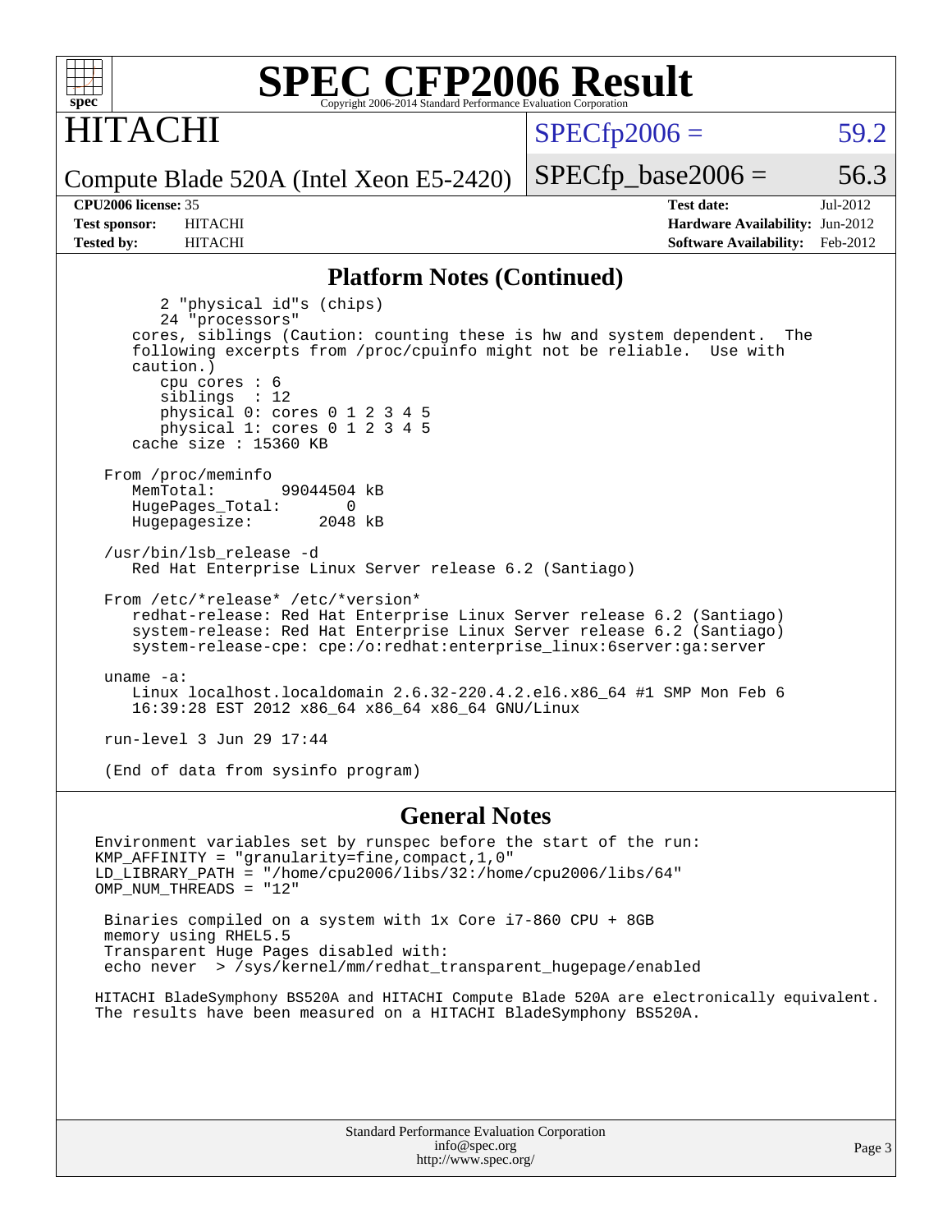## Platform Notes (Continued)

```
        2 "physical id"s (chips)
        24 "processors"
     cores, siblings (Caution: counting these is hw and system dependent.  The
     following excerpts from /proc/cpuinfo might not be reliable.  Use with
     caution.)
        cpu cores : 6
        siblings  : 12
        physical 0: cores 0 1 2 3 4 5
        physical 1: cores 0 1 2 3 4 5
     cache size : 15360 KB

  From /proc/meminfo
     MemTotal:       99044504 kB
     HugePages_Total:       0
     Hugepagesize:       2048 kB

  /usr/bin/lsb_release -d
     Red Hat Enterprise Linux Server release 6.2 (Santiago)

  From /etc/*release* /etc/*version*
     redhat-release: Red Hat Enterprise Linux Server release 6.2 (Santiago)
     system-release: Red Hat Enterprise Linux Server release 6.2 (Santiago)
     system-release-cpe: cpe:/o:redhat:enterprise_linux:6server:ga:server

  uname -a:
     Linux localhost.localdomain 2.6.32-220.4.2.el6.x86_64 #1 SMP Mon Feb 6
     16:39:28 EST 2012 x86_64 x86_64 x86_64 GNU/Linux

  run-level 3 Jun 29 17:44

  (End of data from sysinfo program)
```

## General Notes

```
Environment variables set by runspec before the start of the run:
KMP_AFFINITY = "granularity=fine,compact,1,0"
LD_LIBRARY_PATH = "/home/cpu2006/libs/32:/home/cpu2006/libs/64"
OMP_NUM_THREADS = "12"

 Binaries compiled on a system with 1x Core i7-860 CPU + 8GB
 memory using RHEL5.5
 Transparent Huge Pages disabled with:
 echo never  > /sys/kernel/mm/redhat_transparent_hugepage/enabled
```

HITACHI BladeSymphony BS520A and HITACHI Compute Blade 520A are electronically equivalent.
The results have been measured on a HITACHI BladeSymphony BS520A.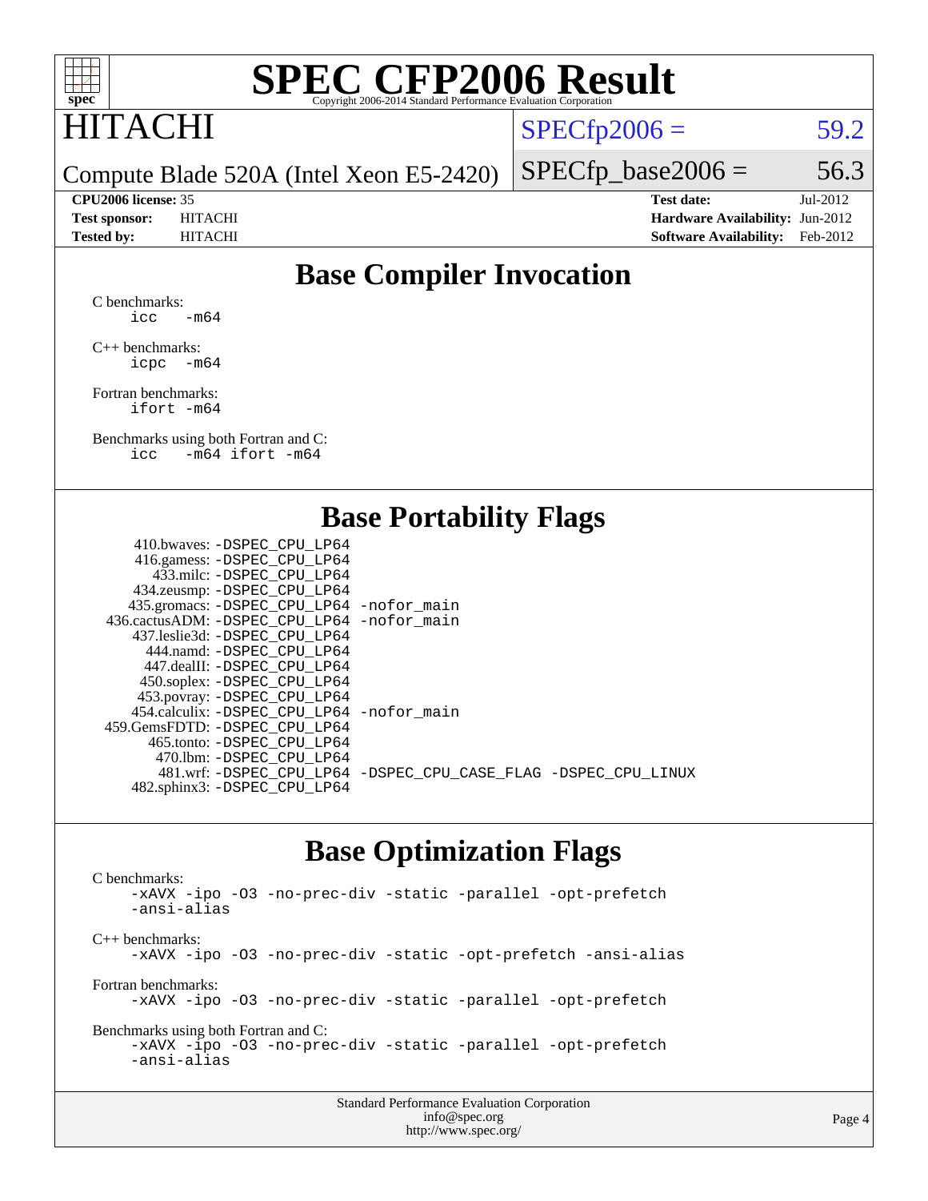# SPEC CFP2006 Result

Copyright 2006-2014 Standard Performance Evaluation Corporation

HITACHI

Compute Blade 520A (Intel Xeon E5-2420)

SPECfp2006 = 59.2

SPECfp_base2006 = 56.3

**CPU2006 license:** 35
**Test sponsor:** HITACHI
**Tested by:** HITACHI

**Test date:** Jul-2012
**Hardware Availability:** Jun-2012
**Software Availability:** Feb-2012

## Base Compiler Invocation

C benchmarks:
```
icc   -m64
```

C++ benchmarks:
```
icpc  -m64
```

Fortran benchmarks:
```
ifort -m64
```

Benchmarks using both Fortran and C:
```
icc   -m64 ifort -m64
```

## Base Portability Flags

| Benchmark | Flags |
|---|---|
| 410.bwaves: | -DSPEC_CPU_LP64 |
| 416.gamess: | -DSPEC_CPU_LP64 |
| 433.milc: | -DSPEC_CPU_LP64 |
| 434.zeusmp: | -DSPEC_CPU_LP64 |
| 435.gromacs: | -DSPEC_CPU_LP64 -nofor_main |
| 436.cactusADM: | -DSPEC_CPU_LP64 -nofor_main |
| 437.leslie3d: | -DSPEC_CPU_LP64 |
| 444.namd: | -DSPEC_CPU_LP64 |
| 447.dealII: | -DSPEC_CPU_LP64 |
| 450.soplex: | -DSPEC_CPU_LP64 |
| 453.povray: | -DSPEC_CPU_LP64 |
| 454.calculix: | -DSPEC_CPU_LP64 -nofor_main |
| 459.GemsFDTD: | -DSPEC_CPU_LP64 |
| 465.tonto: | -DSPEC_CPU_LP64 |
| 470.lbm: | -DSPEC_CPU_LP64 |
| 481.wrf: | -DSPEC_CPU_LP64 -DSPEC_CPU_CASE_FLAG -DSPEC_CPU_LINUX |
| 482.sphinx3: | -DSPEC_CPU_LP64 |

## Base Optimization Flags

C benchmarks:
```
-xAVX -ipo -O3 -no-prec-div -static -parallel -opt-prefetch
-ansi-alias
```

C++ benchmarks:
```
-xAVX -ipo -O3 -no-prec-div -static -opt-prefetch -ansi-alias
```

Fortran benchmarks:
```
-xAVX -ipo -O3 -no-prec-div -static -parallel -opt-prefetch
```

Benchmarks using both Fortran and C:
```
-xAVX -ipo -O3 -no-prec-div -static -parallel -opt-prefetch
-ansi-alias
```

Standard Performance Evaluation Corporation
info@spec.org
http://www.spec.org/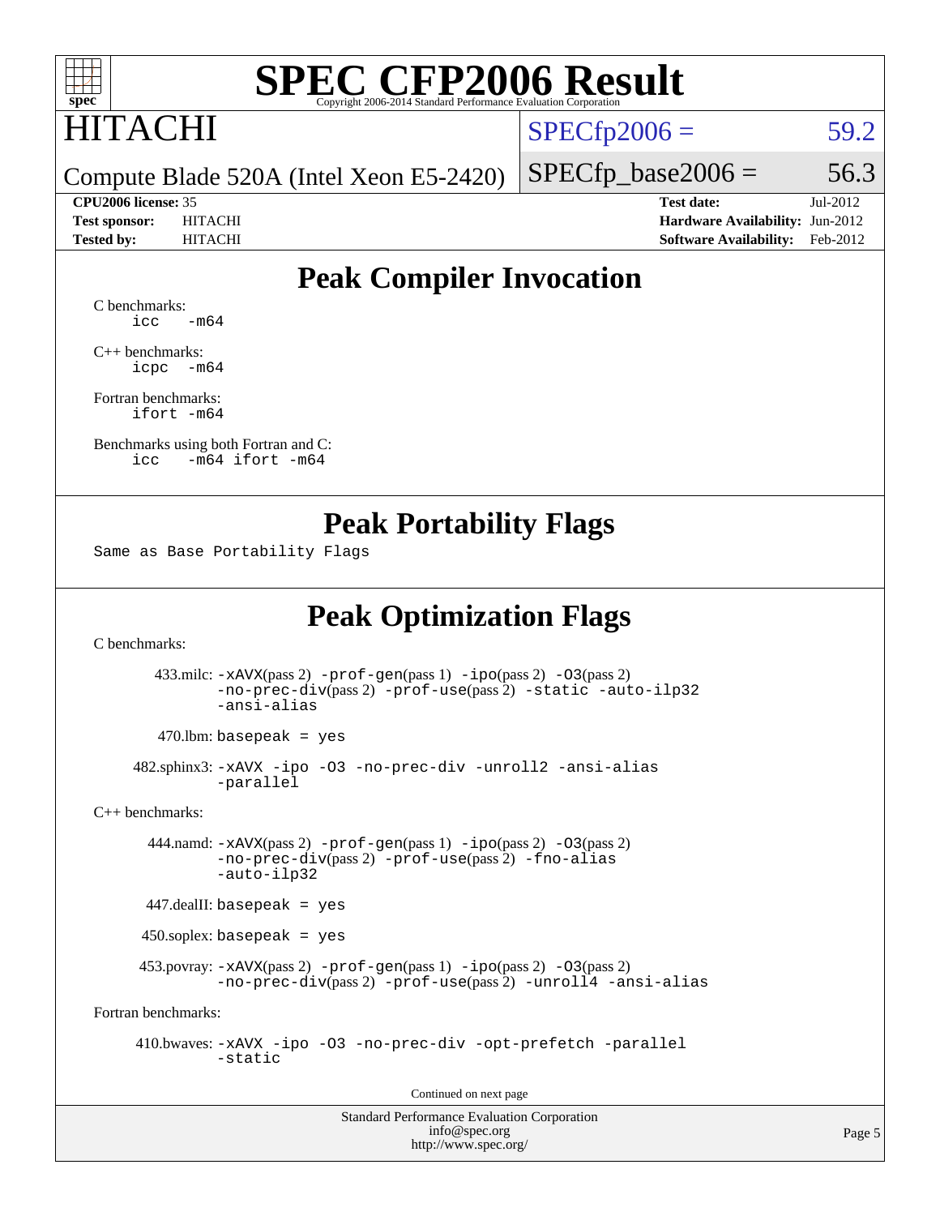# SPEC CFP2006 Result

Copyright 2006-2014 Standard Performance Evaluation Corporation

HITACHI

Compute Blade 520A (Intel Xeon E5-2420)

SPECfp2006 = 59.2

SPECfp_base2006 = 56.3

| | | | |
|---|---|---|---|
| **CPU2006 license:** 35 | | **Test date:** | Jul-2012 |
| **Test sponsor:** | HITACHI | **Hardware Availability:** | Jun-2012 |
| **Tested by:** | HITACHI | **Software Availability:** | Feb-2012 |

## Peak Compiler Invocation

C benchmarks:
```
icc   -m64
```

C++ benchmarks:
```
icpc  -m64
```

Fortran benchmarks:
```
ifort -m64
```

Benchmarks using both Fortran and C:
```
icc   -m64 ifort -m64
```

## Peak Portability Flags

```
Same as Base Portability Flags
```

## Peak Optimization Flags

C benchmarks:

433.milc: `-xAVX`(pass 2) `-prof-gen`(pass 1) `-ipo`(pass 2) `-O3`(pass 2) `-no-prec-div`(pass 2) `-prof-use`(pass 2) `-static -auto-ilp32 -ansi-alias`

470.lbm: `basepeak = yes`

482.sphinx3: `-xAVX -ipo -O3 -no-prec-div -unroll2 -ansi-alias -parallel`

C++ benchmarks:

444.namd: `-xAVX`(pass 2) `-prof-gen`(pass 1) `-ipo`(pass 2) `-O3`(pass 2) `-no-prec-div`(pass 2) `-prof-use`(pass 2) `-fno-alias -auto-ilp32`

447.dealII: `basepeak = yes`

450.soplex: `basepeak = yes`

453.povray: `-xAVX`(pass 2) `-prof-gen`(pass 1) `-ipo`(pass 2) `-O3`(pass 2) `-no-prec-div`(pass 2) `-prof-use`(pass 2) `-unroll4 -ansi-alias`

Fortran benchmarks:

410.bwaves: `-xAVX -ipo -O3 -no-prec-div -opt-prefetch -parallel -static`

Continued on next page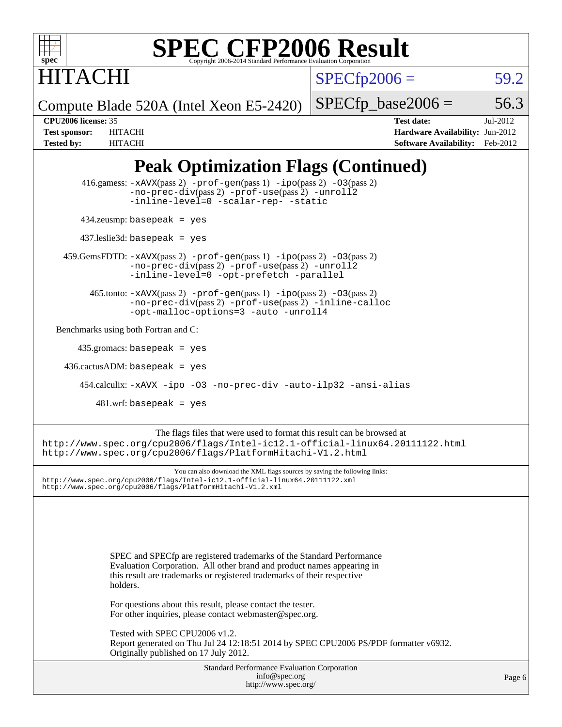# Peak Optimization Flags (Continued)

416.gamess: -xAVX(pass 2) -prof-gen(pass 1) -ipo(pass 2) -O3(pass 2) -no-prec-div(pass 2) -prof-use(pass 2) -unroll2 -inline-level=0 -scalar-rep- -static

434.zeusmp: basepeak = yes

437.leslie3d: basepeak = yes

459.GemsFDTD: -xAVX(pass 2) -prof-gen(pass 1) -ipo(pass 2) -O3(pass 2) -no-prec-div(pass 2) -prof-use(pass 2) -unroll2 -inline-level=0 -opt-prefetch -parallel

465.tonto: -xAVX(pass 2) -prof-gen(pass 1) -ipo(pass 2) -O3(pass 2) -no-prec-div(pass 2) -prof-use(pass 2) -inline-calloc -opt-malloc-options=3 -auto -unroll4

Benchmarks using both Fortran and C:

435.gromacs: basepeak = yes

436.cactusADM: basepeak = yes

454.calculix: -xAVX -ipo -O3 -no-prec-div -auto-ilp32 -ansi-alias

481.wrf: basepeak = yes

The flags files that were used to format this result can be browsed at
http://www.spec.org/cpu2006/flags/Intel-ic12.1-official-linux64.20111122.html
http://www.spec.org/cpu2006/flags/PlatformHitachi-V1.2.html

You can also download the XML flags sources by saving the following links:
http://www.spec.org/cpu2006/flags/Intel-ic12.1-official-linux64.20111122.xml
http://www.spec.org/cpu2006/flags/PlatformHitachi-V1.2.xml

SPEC and SPECfp are registered trademarks of the Standard Performance Evaluation Corporation. All other brand and product names appearing in this result are trademarks or registered trademarks of their respective holders.

For questions about this result, please contact the tester.
For other inquiries, please contact webmaster@spec.org.

Tested with SPEC CPU2006 v1.2.
Report generated on Thu Jul 24 12:18:51 2014 by SPEC CPU2006 PS/PDF formatter v6932.
Originally published on 17 July 2012.